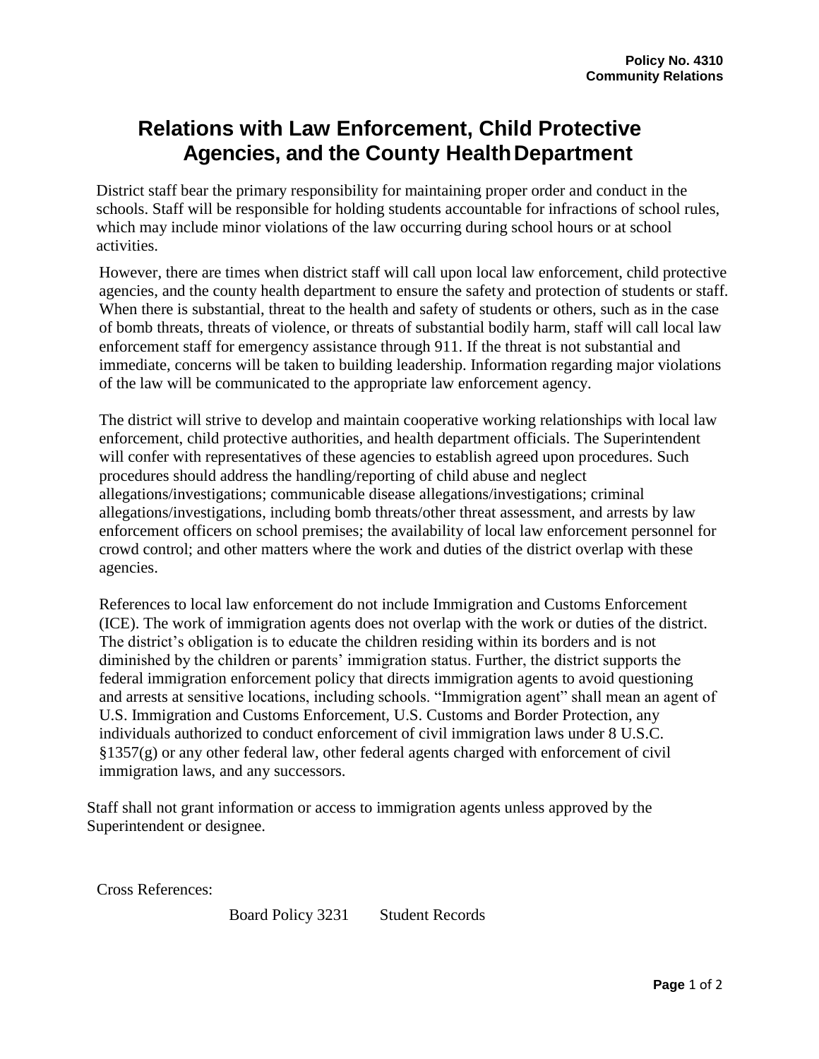**Policy No. 4310**
**Community Relations**

# Relations with Law Enforcement, Child Protective Agencies, and the County Health Department

District staff bear the primary responsibility for maintaining proper order and conduct in the schools. Staff will be responsible for holding students accountable for infractions of school rules, which may include minor violations of the law occurring during school hours or at school activities.

However, there are times when district staff will call upon local law enforcement, child protective agencies, and the county health department to ensure the safety and protection of students or staff. When there is substantial, threat to the health and safety of students or others, such as in the case of bomb threats, threats of violence, or threats of substantial bodily harm, staff will call local law enforcement staff for emergency assistance through 911. If the threat is not substantial and immediate, concerns will be taken to building leadership. Information regarding major violations of the law will be communicated to the appropriate law enforcement agency.

The district will strive to develop and maintain cooperative working relationships with local law enforcement, child protective authorities, and health department officials. The Superintendent will confer with representatives of these agencies to establish agreed upon procedures. Such procedures should address the handling/reporting of child abuse and neglect allegations/investigations; communicable disease allegations/investigations; criminal allegations/investigations, including bomb threats/other threat assessment, and arrests by law enforcement officers on school premises; the availability of local law enforcement personnel for crowd control; and other matters where the work and duties of the district overlap with these agencies.

References to local law enforcement do not include Immigration and Customs Enforcement (ICE). The work of immigration agents does not overlap with the work or duties of the district. The district's obligation is to educate the children residing within its borders and is not diminished by the children or parents' immigration status. Further, the district supports the federal immigration enforcement policy that directs immigration agents to avoid questioning and arrests at sensitive locations, including schools. "Immigration agent" shall mean an agent of U.S. Immigration and Customs Enforcement, U.S. Customs and Border Protection, any individuals authorized to conduct enforcement of civil immigration laws under 8 U.S.C. §1357(g) or any other federal law, other federal agents charged with enforcement of civil immigration laws, and any successors.

Staff shall not grant information or access to immigration agents unless approved by the Superintendent or designee.

Cross References:

Board Policy 3231 Student Records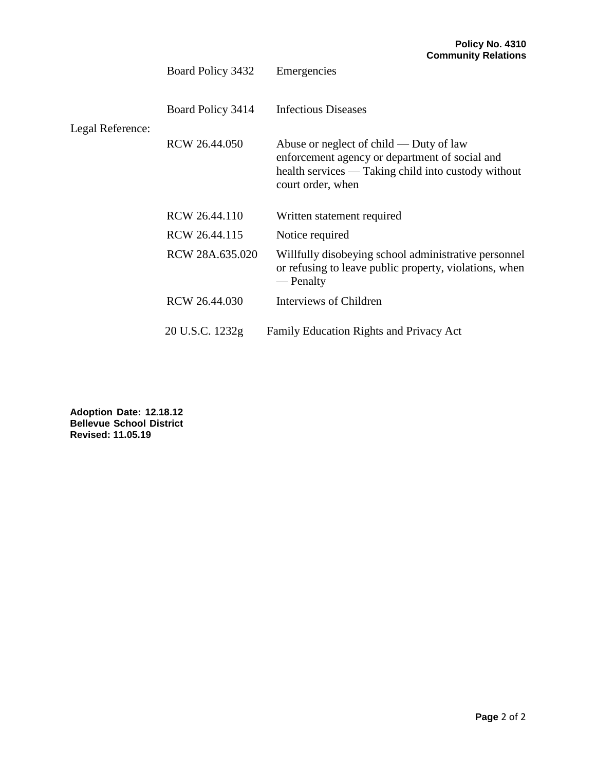| | | |
|---|---|---|
| | Board Policy 3432 | Emergencies |
| | Board Policy 3414 | Infectious Diseases |
| Legal Reference: | RCW 26.44.050 | Abuse or neglect of child — Duty of law enforcement agency or department of social and health services — Taking child into custody without court order, when |
| | RCW 26.44.110 | Written statement required |
| | RCW 26.44.115 | Notice required |
| | RCW 28A.635.020 | Willfully disobeying school administrative personnel or refusing to leave public property, violations, when — Penalty |
| | RCW 26.44.030 | Interviews of Children |
| | 20 U.S.C. 1232g | Family Education Rights and Privacy Act |

**Adoption Date: 12.18.12**
**Bellevue School District**
**Revised: 11.05.19**